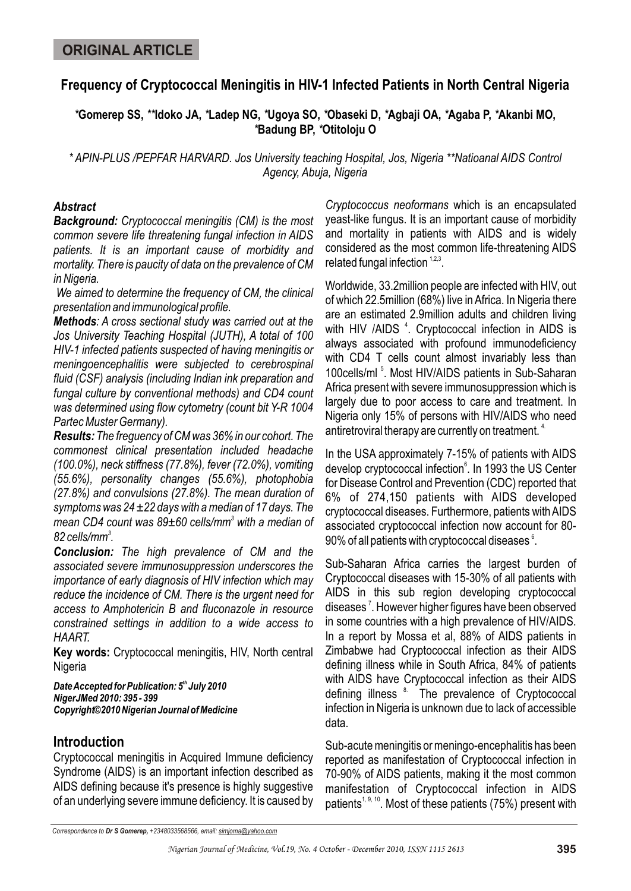**ORIGINAL ARTICLE**

# Frequency of Cryptococcal Meningitis in HIV-1 Infected Patients in North Central Nigeria

**\*Gomerep SS, \*\*Idoko JA, \*Ladep NG, \*Ugoya SO, \*Obaseki D, \*Agbaji OA, \*Agaba P, \*Akanbi MO, \*Badung BP, \*Otitoloju O**

\* APIN-PLUS /PEPFAR HARVARD. Jos University teaching Hospital, Jos, Nigeria \*\*Natioanal AIDS Control Agency, Abuja, Nigeria

### Abstract

***Background:*** *Cryptococcal meningitis (CM) is the most common severe life threatening fungal infection in AIDS patients. It is an important cause of morbidity and mortality. There is paucity of data on the prevalence of CM in Nigeria.*

*We aimed to determine the frequency of CM, the clinical presentation and immunological profile.*

***Methods****: A cross sectional study was carried out at the Jos University Teaching Hospital (JUTH), A total of 100 HIV-1 infected patients suspected of having meningitis or meningoencephalitis were subjected to cerebrospinal fluid (CSF) analysis (including Indian ink preparation and fungal culture by conventional methods) and CD4 count was determined using flow cytometry (count bit Y-R 1004 Partec Muster Germany).*

***Results:*** *The frequency of CM was 36% in our cohort. The commonest clinical presentation included headache (100.0%), neck stiffness (77.8%), fever (72.0%), vomiting (55.6%), personality changes (55.6%), photophobia (27.8%) and convulsions (27.8%). The mean duration of symptoms was 24 ±22 days with a median of 17 days. The mean CD4 count was 89±60 cells/mm$^3$ with a median of 82 cells/mm$^3$.*

***Conclusion:*** *The high prevalence of CM and the associated severe immunosuppression underscores the importance of early diagnosis of HIV infection which may reduce the incidence of CM. There is the urgent need for access to Amphotericin B and fluconazole in resource constrained settings in addition to a wide access to HAART.*

**Key words:** Cryptococcal meningitis, HIV, North central Nigeria

***Date Accepted for Publication: 5th July 2010***
***NigerJMed 2010: 395 - 399***
***Copyright©2010 Nigerian Journal of Medicine***

## Introduction

Cryptococcal meningitis in Acquired Immune deficiency Syndrome (AIDS) is an important infection described as AIDS defining because it's presence is highly suggestive of an underlying severe immune deficiency. It is caused by *Cryptococcus neoformans* which is an encapsulated yeast-like fungus. It is an important cause of morbidity and mortality in patients with AIDS and is widely considered as the most common life-threatening AIDS related fungal infection [1,2,3].

Worldwide, 33.2million people are infected with HIV, out of which 22.5million (68%) live in Africa. In Nigeria there are an estimated 2.9million adults and children living with HIV /AIDS [4]. Cryptococcal infection in AIDS is always associated with profound immunodeficiency with CD4 T cells count almost invariably less than 100cells/ml [5]. Most HIV/AIDS patients in Sub-Saharan Africa present with severe immunosuppression which is largely due to poor access to care and treatment. In Nigeria only 15% of persons with HIV/AIDS who need antiretroviral therapy are currently on treatment. [4]

In the USA approximately 7-15% of patients with AIDS develop cryptococcal infection[6]. In 1993 the US Center for Disease Control and Prevention (CDC) reported that 6% of 274,150 patients with AIDS developed cryptococcal diseases. Furthermore, patients with AIDS associated cryptococcal infection now account for 80-90% of all patients with cryptococcal diseases [6].

Sub-Saharan Africa carries the largest burden of Cryptococcal diseases with 15-30% of all patients with AIDS in this sub region developing cryptococcal diseases [7]. However higher figures have been observed in some countries with a high prevalence of HIV/AIDS. In a report by Mossa et al, 88% of AIDS patients in Zimbabwe had Cryptococcal infection as their AIDS defining illness while in South Africa, 84% of patients with AIDS have Cryptococcal infection as their AIDS defining illness [8]. The prevalence of Cryptococcal infection in Nigeria is unknown due to lack of accessible data.

Sub-acute meningitis or meningo-encephalitis has been reported as manifestation of Cryptococcal infection in 70-90% of AIDS patients, making it the most common manifestation of Cryptococcal infection in AIDS patients [1, 9, 10]. Most of these patients (75%) present with

Correspondence to Dr S Gomerep, +2348033568566, email: simjoma@yahoo.com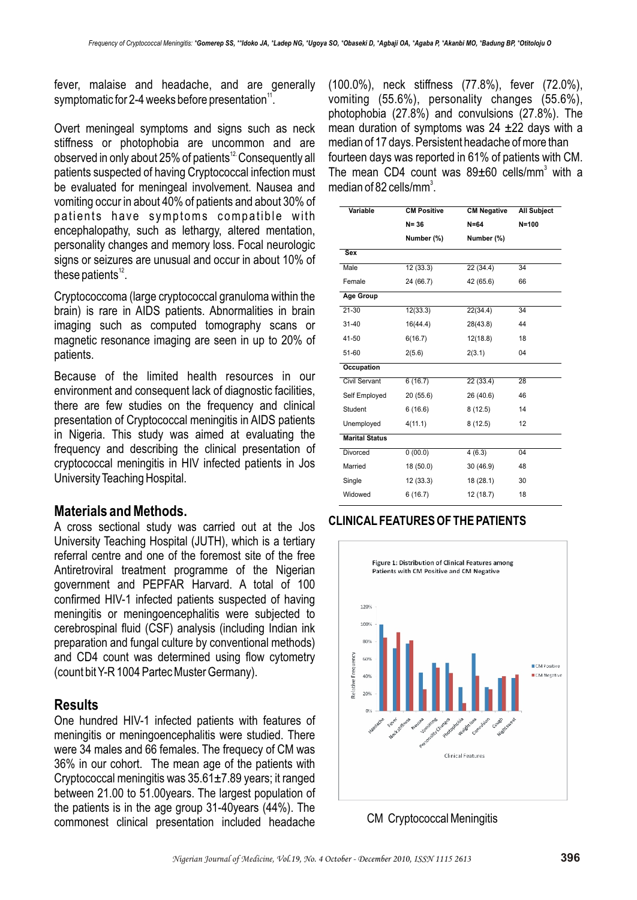fever, malaise and headache, and are generally symptomatic for 2-4 weeks before presentation[11].

Overt meningeal symptoms and signs such as neck stiffness or photophobia are uncommon and are observed in only about 25% of patients[12]. Consequently all patients suspected of having Cryptococcal infection must be evaluated for meningeal involvement. Nausea and vomiting occur in about 40% of patients and about 30% of patients have symptoms compatible with encephalopathy, such as lethargy, altered mentation, personality changes and memory loss. Focal neurologic signs or seizures are unusual and occur in about 10% of these patients[12].

Cryptococcoma (large cryptococcal granuloma within the brain) is rare in AIDS patients. Abnormalities in brain imaging such as computed tomography scans or magnetic resonance imaging are seen in up to 20% of patients.

Because of the limited health resources in our environment and consequent lack of diagnostic facilities, there are few studies on the frequency and clinical presentation of Cryptococcal meningitis in AIDS patients in Nigeria. This study was aimed at evaluating the frequency and describing the clinical presentation of cryptococcal meningitis in HIV infected patients in Jos University Teaching Hospital.

## Materials and Methods.

A cross sectional study was carried out at the Jos University Teaching Hospital (JUTH), which is a tertiary referral centre and one of the foremost site of the free Antiretroviral treatment programme of the Nigerian government and PEPFAR Harvard. A total of 100 confirmed HIV-1 infected patients suspected of having meningitis or meningoencephalitis were subjected to cerebrospinal fluid (CSF) analysis (including Indian ink preparation and fungal culture by conventional methods) and CD4 count was determined using flow cytometry (count bit Y-R 1004 Partec Muster Germany).

## Results

One hundred HIV-1 infected patients with features of meningitis or meningoencephalitis were studied. There were 34 males and 66 females. The frequecy of CM was 36% in our cohort. The mean age of the patients with Cryptococcal meningitis was 35.61±7.89 years; it ranged between 21.00 to 51.00years. The largest population of the patients is in the age group 31-40years (44%). The commonest clinical presentation included headache (100.0%), neck stiffness (77.8%), fever (72.0%), vomiting (55.6%), personality changes (55.6%), photophobia (27.8%) and convulsions (27.8%). The mean duration of symptoms was 24 ±22 days with a median of 17 days. Persistent headache of more than fourteen days was reported in 61% of patients with CM. The mean CD4 count was 89±60 cells/mm$^3$ with a median of 82 cells/mm$^3$.

| Variable | CM Positive N= 36 Number (%) | CM Negative N=64 Number (%) | All Subject N=100 |
|---|---|---|---|
| **Sex** | | | |
| Male | 12 (33.3) | 22 (34.4) | 34 |
| Female | 24 (66.7) | 42 (65.6) | 66 |
| **Age Group** | | | |
| 21-30 | 12(33.3) | 22(34.4) | 34 |
| 31-40 | 16(44.4) | 28(43.8) | 44 |
| 41-50 | 6(16.7) | 12(18.8) | 18 |
| 51-60 | 2(5.6) | 2(3.1) | 04 |
| **Occupation** | | | |
| Civil Servant | 6 (16.7) | 22 (33.4) | 28 |
| Self Employed | 20 (55.6) | 26 (40.6) | 46 |
| Student | 6 (16.6) | 8 (12.5) | 14 |
| Unemployed | 4(11.1) | 8 (12.5) | 12 |
| **Marital Status** | | | |
| Divorced | 0 (00.0) | 4 (6.3) | 04 |
| Married | 18 (50.0) | 30 (46.9) | 48 |
| Single | 12 (33.3) | 18 (28.1) | 30 |
| Widowed | 6 (16.7) | 12 (18.7) | 18 |

## CLINICAL FEATURES OF THE PATIENTS

Figure 1: Distribution of Clinical Features among Patients with CM Positive and CM Negative

CM Cryptococcal Meningitis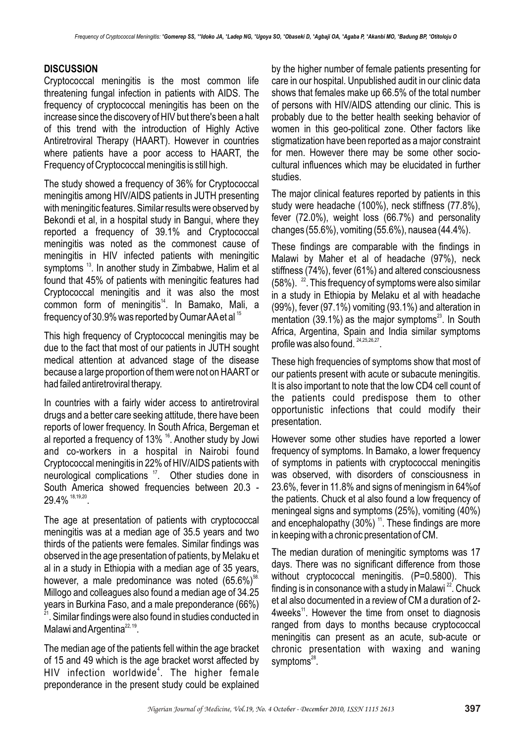## DISCUSSION

Cryptococcal meningitis is the most common life threatening fungal infection in patients with AIDS. The frequency of cryptococcal meningitis has been on the increase since the discovery of HIV but there's been a halt of this trend with the introduction of Highly Active Antiretroviral Therapy (HAART). However in countries where patients have a poor access to HAART, the Frequency of Cryptococcal meningitis is still high.

The study showed a frequency of 36% for Cryptococcal meningitis among HIV/AIDS patients in JUTH presenting with meningitic features. Similar results were observed by Bekondi et al, in a hospital study in Bangui, where they reported a frequency of 39.1% and Cryptococcal meningitis was noted as the commonest cause of meningitis in HIV infected patients with meningitic symptoms [13]. In another study in Zimbabwe, Halim et al found that 45% of patients with meningitic features had Cryptococcal meningitis and it was also the most common form of meningitis[14]. In Bamako, Mali, a frequency of 30.9% was reported by Oumar AA et al [15]

This high frequency of Cryptococcal meningitis may be due to the fact that most of our patients in JUTH sought medical attention at advanced stage of the disease because a large proportion of them were not on HAART or had failed antiretroviral therapy.

In countries with a fairly wider access to antiretroviral drugs and a better care seeking attitude, there have been reports of lower frequency. In South Africa, Bergeman et al reported a frequency of 13% [16]. Another study by Jowi and co-workers in a hospital in Nairobi found Cryptococcal meningitis in 22% of HIV/AIDS patients with neurological complications [17]. Other studies done in South America showed frequencies between 20.3 - 29.4% [18,19,20].

The age at presentation of patients with cryptococcal meningitis was at a median age of 35.5 years and two thirds of the patients were females. Similar findings was observed in the age presentation of patients, by Melaku et al in a study in Ethiopia with a median age of 35 years, however, a male predominance was noted (65.6%)[58]. Millogo and colleagues also found a median age of 34.25 years in Burkina Faso, and a male preponderance (66%) [21]. Similar findings were also found in studies conducted in Malawi and Argentina[22,19].

The median age of the patients fell within the age bracket of 15 and 49 which is the age bracket worst affected by HIV infection worldwide[4]. The higher female preponderance in the present study could be explained by the higher number of female patients presenting for care in our hospital. Unpublished audit in our clinic data shows that females make up 66.5% of the total number of persons with HIV/AIDS attending our clinic. This is probably due to the better health seeking behavior of women in this geo-political zone. Other factors like stigmatization have been reported as a major constraint for men. However there may be some other socio-cultural influences which may be elucidated in further studies.

The major clinical features reported by patients in this study were headache (100%), neck stiffness (77.8%), fever (72.0%), weight loss (66.7%) and personality changes (55.6%), vomiting (55.6%), nausea (44.4%).

These findings are comparable with the findings in Malawi by Maher et al of headache (97%), neck stiffness (74%), fever (61%) and altered consciousness (58%). [22]. This frequency of symptoms were also similar in a study in Ethiopia by Melaku et al with headache (99%), fever (97.1%) vomiting (93.1%) and alteration in mentation (39.1%) as the major symptoms[23]. In South Africa, Argentina, Spain and India similar symptoms profile was also found. [24,25,26,27].

These high frequencies of symptoms show that most of our patients present with acute or subacute meningitis. It is also important to note that the low CD4 cell count of the patients could predispose them to other opportunistic infections that could modify their presentation.

However some other studies have reported a lower frequency of symptoms. In Bamako, a lower frequency of symptoms in patients with cryptococcal meningitis was observed, with disorders of consciousness in 23.6%, fever in 11.8% and signs of meningism in 64%of the patients. Chuck et al also found a low frequency of meningeal signs and symptoms (25%), vomiting (40%) and encephalopathy (30%) [11]. These findings are more in keeping with a chronic presentation of CM.

The median duration of meningitic symptoms was 17 days. There was no significant difference from those without cryptococcal meningitis. (P=0.5800). This finding is in consonance with a study in Malawi [22]. Chuck et al also documented in a review of CM a duration of 2-4weeks[11]. However the time from onset to diagnosis ranged from days to months because cryptococcal meningitis can present as an acute, sub-acute or chronic presentation with waxing and waning symptoms[28].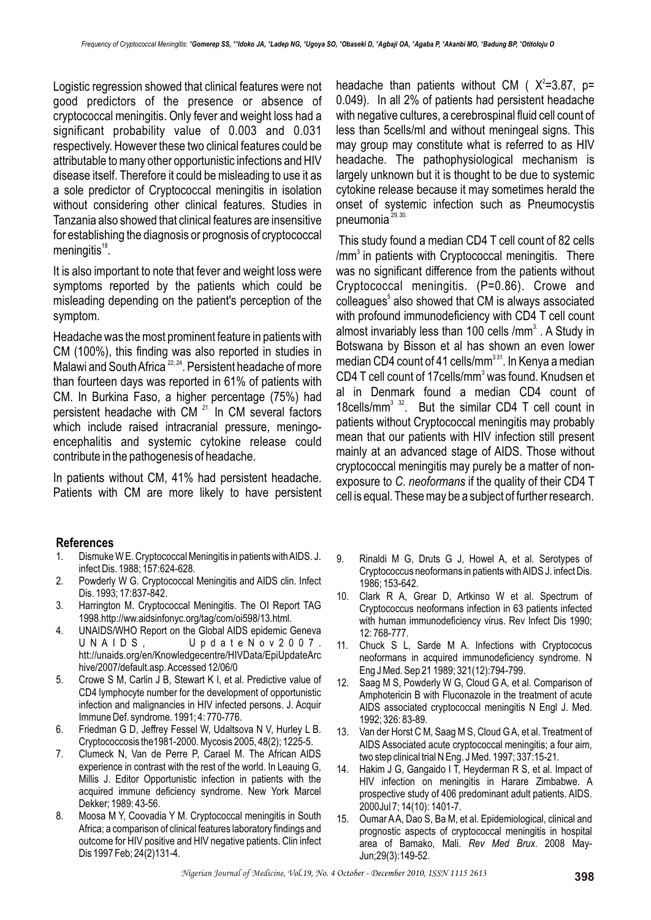Logistic regression showed that clinical features were not good predictors of the presence or absence of cryptococcal meningitis. Only fever and weight loss had a significant probability value of 0.003 and 0.031 respectively. However these two clinical features could be attributable to many other opportunistic infections and HIV disease itself. Therefore it could be misleading to use it as a sole predictor of Cryptococcal meningitis in isolation without considering other clinical features. Studies in Tanzania also showed that clinical features are insensitive for establishing the diagnosis or prognosis of cryptococcal meningitis[18].

It is also important to note that fever and weight loss were symptoms reported by the patients which could be misleading depending on the patient's perception of the symptom.

Headache was the most prominent feature in patients with CM (100%), this finding was also reported in studies in Malawi and South Africa[22, 24]. Persistent headache of more than fourteen days was reported in 61% of patients with CM. In Burkina Faso, a higher percentage (75%) had persistent headache with CM[21]. In CM several factors which include raised intracranial pressure, meningo-encephalitis and systemic cytokine release could contribute in the pathogenesis of headache.

In patients without CM, 41% had persistent headache. Patients with CM are more likely to have persistent headache than patients without CM ( $X^2$=3.87, p= 0.049). In all 2% of patients had persistent headache with negative cultures, a cerebrospinal fluid cell count of less than 5cells/ml and without meningeal signs. This may group may constitute what is referred to as HIV headache. The pathophysiological mechanism is largely unknown but it is thought to be due to systemic cytokine release because it may sometimes herald the onset of systemic infection such as Pneumocystis pneumonia[29, 30].

This study found a median CD4 T cell count of 82 cells /mm$^3$ in patients with Cryptococcal meningitis. There was no significant difference from the patients without Cryptococcal meningitis. (P=0.86). Crowe and colleagues[5] also showed that CM is always associated with profound immunodeficiency with CD4 T cell count almost invariably less than 100 cells /mm$^3$. A Study in Botswana by Bisson et al has shown an even lower median CD4 count of 41 cells/mm$^3$[31]. In Kenya a median CD4 T cell count of 17cells/mm$^3$ was found. Knudsen et al in Denmark found a median CD4 count of 18cells/mm$^3$[32]. But the similar CD4 T cell count in patients without Cryptococcal meningitis may probably mean that our patients with HIV infection still present mainly at an advanced stage of AIDS. Those without cryptococcal meningitis may purely be a matter of non-exposure to *C. neoformans* if the quality of their CD4 T cell is equal. These may be a subject of further research.

## References

1. Dismuke W E. Cryptococcal Meningitis in patients with AIDS. J. infect Dis. 1988; 157:624-628.
2. Powderly W G. Cryptococcal Meningitis and AIDS clin. Infect Dis. 1993; 17:837-842.
3. Harrington M. Cryptococcal Meningitis. The OI Report TAG 1998.http://ww.aidsinfonyc.org/tag/com/oi598/13.html.
4. UNAIDS/WHO Report on the Global AIDS epidemic Geneva UNAIDS, UpdateNov2007. htt://unaids.org/en/Knowledgecentre/HIVData/EpiUpdateArchive/2007/default.asp. Accessed 12/06/0
5. Crowe S M, Carlin J B, Stewart K I, et al. Predictive value of CD4 lymphocyte number for the development of opportunistic infection and malignancies in HIV infected persons. J. Acquir Immune Def. syndrome. 1991; 4: 770-776.
6. Friedman G D, Jeffrey Fessel W, Udaltsova N V, Hurley L B. Cryptococcosis the1981-2000. Mycosis 2005, 48(2); 1225-5.
7. Clumeck N, Van de Perre P, Carael M. The African AIDS experience in contrast with the rest of the world. In Leauing G, Millis J. Editor Opportunistic infection in patients with the acquired immune deficiency syndrome. New York Marcel Dekker; 1989: 43-56.
8. Moosa M Y, Coovadia Y M. Cryptococcal meningitis in South Africa; a comparison of clinical features laboratory findings and outcome for HIV positive and HIV negative patients. Clin infect Dis 1997 Feb; 24(2)131-4.
9. Rinaldi M G, Druts G J, Howel A, et al. Serotypes of Cryptococcus neoformans in patients with AIDS J. infect Dis. 1986; 153-642.
10. Clark R A, Grear D, Artkinso W et al. Spectrum of Cryptococcus neoformans infection in 63 patients infected with human immunodeficiency virus. Rev Infect Dis 1990; 12: 768-777.
11. Chuck S L, Sarde M A. Infections with Cryptococus neoformans in acquired immunodeficiency syndrome. N Eng J Med. Sep 21 1989; 321(12):794-799.
12. Saag M S, Powderly W G, Cloud G A, et al. Comparison of Amphotericin B with Fluconazole in the treatment of acute AIDS associated cryptococcal meningitis N Engl J. Med. 1992; 326: 83-89.
13. Van der Horst C M, Saag M S, Cloud G A, et al. Treatment of AIDS Associated acute cryptococcal menigitis; a four aim, two step clinical trial N Eng. J Med. 1997; 337:15-21.
14. Hakim J G, Gangaido I T, Heyderman R S, et al. Impact of HIV infection on meningitis in Harare Zimbabwe. A prospective study of 406 predominant adult patients. AIDS. 2000Jul 7; 14(10): 1401-7.
15. Oumar A A, Dao S, Ba M, et al. Epidemiological, clinical and prognostic aspects of cryptococcal meningitis in hospital area of Bamako, Mali. *Rev Med Brux*. 2008 May-Jun;29(3):149-52.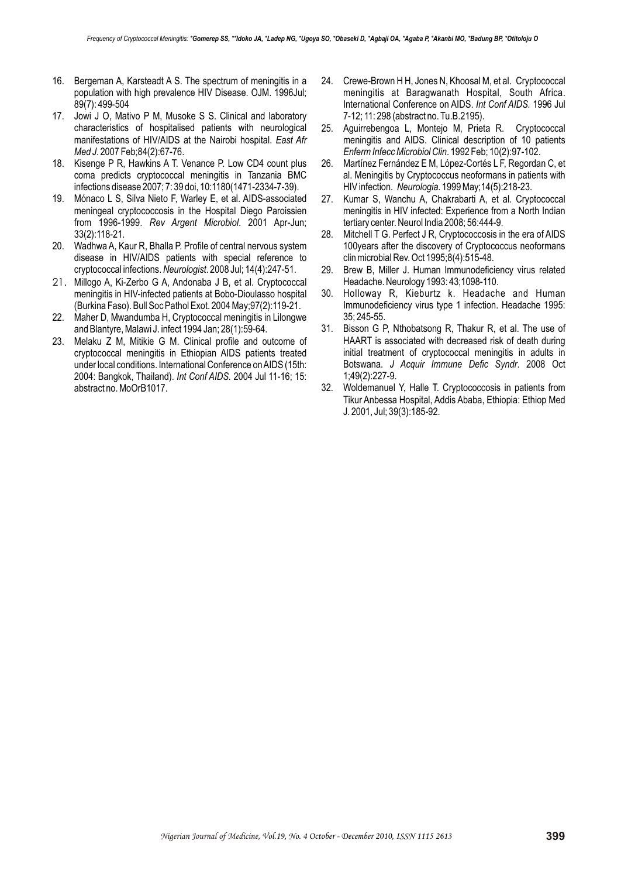16. Bergeman A, Karsteadt A S. The spectrum of meningitis in a population with high prevalence HIV Disease. OJM. 1996Jul; 89(7): 499-504
17. Jowi J O, Mativo P M, Musoke S S. Clinical and laboratory characteristics of hospitalised patients with neurological manifestations of HIV/AIDS at the Nairobi hospital. *East Afr Med J*. 2007 Feb;84(2):67-76.
18. Kisenge P R, Hawkins A T. Venance P. Low CD4 count plus coma predicts cryptococcal meningitis in Tanzania BMC infections disease 2007; 7: 39 doi, 10:1180(1471-2334-7-39).
19. Mónaco L S, Silva Nieto F, Warley E, et al. AIDS-associated meningeal cryptococcosis in the Hospital Diego Paroissien from 1996-1999. *Rev Argent Microbiol*. 2001 Apr-Jun; 33(2):118-21.
20. Wadhwa A, Kaur R, Bhalla P. Profile of central nervous system disease in HIV/AIDS patients with special reference to cryptococcal infections. *Neurologist*. 2008 Jul; 14(4):247-51.
21. Millogo A, Ki-Zerbo G A, Andonaba J B, et al. Cryptococcal meningitis in HIV-infected patients at Bobo-Dioulasso hospital (Burkina Faso). Bull Soc Pathol Exot. 2004 May;97(2):119-21.
22. Maher D, Mwandumba H, Cryptococcal meningitis in Lilongwe and Blantyre, Malawi J. infect 1994 Jan; 28(1):59-64.
23. Melaku Z M, Mitikie G M. Clinical profile and outcome of cryptococcal meningitis in Ethiopian AIDS patients treated under local conditions. International Conference on AIDS (15th: 2004: Bangkok, Thailand). *Int Conf AIDS*. 2004 Jul 11-16; 15: abstract no. MoOrB1017.
24. Crewe-Brown H H, Jones N, Khoosal M, et al. Cryptococcal meningitis at Baragwanath Hospital, South Africa. International Conference on AIDS. *Int Conf AIDS*. 1996 Jul 7-12; 11: 298 (abstract no. Tu.B.2195).
25. Aguirrebengoa L, Montejo M, Prieta R. Cryptococcal meningitis and AIDS. Clinical description of 10 patients *Enferm Infecc Microbiol Clin*. 1992 Feb; 10(2):97-102.
26. Martínez Fernández E M, López-Cortés L F, Regordan C, et al. Meningitis by Cryptococcus neoformans in patients with HIV infection. *Neurologia*. 1999 May;14(5):218-23.
27. Kumar S, Wanchu A, Chakrabarti A, et al. Cryptococcal meningitis in HIV infected: Experience from a North Indian tertiary center. Neurol India 2008; 56:444-9.
28. Mitchell T G. Perfect J R, Cryptococcosis in the era of AIDS 100years after the discovery of Cryptococcus neoformans clin microbial Rev. Oct 1995;8(4):515-48.
29. Brew B, Miller J. Human Immunodeficiency virus related Headache. Neurology 1993: 43;1098-110.
30. Holloway R, Kieburtz k. Headache and Human Immunodeficiency virus type 1 infection. Headache 1995: 35; 245-55.
31. Bisson G P, Nthobatsong R, Thakur R, et al. The use of HAART is associated with decreased risk of death during initial treatment of cryptococcal meningitis in adults in Botswana. *J Acquir Immune Defic Syndr*. 2008 Oct 1;49(2):227-9.
32. Woldemanuel Y, Halle T. Cryptococcosis in patients from Tikur Anbessa Hospital, Addis Ababa, Ethiopia: Ethiop Med J. 2001, Jul; 39(3):185-92.